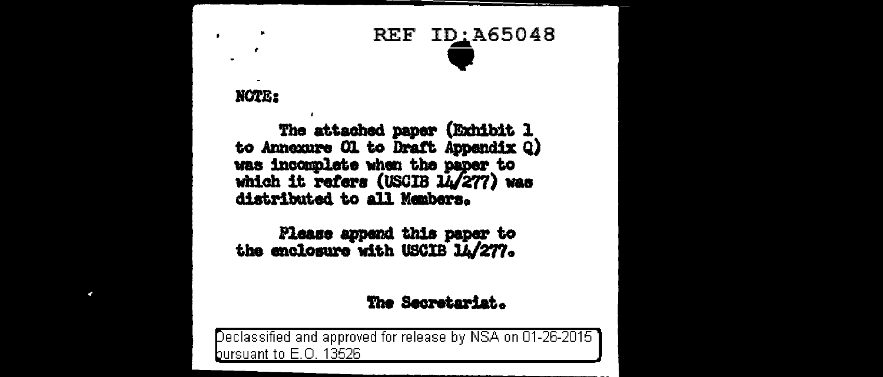REF ID:A65048

NOTE:

The attached paper (Exhibit 1 to Annexure O1 to Draft Appendix Q) was incomplete when the paper to which it refers (USCIB 14/277) was distributed to all Members.

Please append this paper to the enclosure with USCIB 14/277.

The Secretariat.

Declassified and approved for release by NSA on 01-26-2015 pursuant to E.O. 13526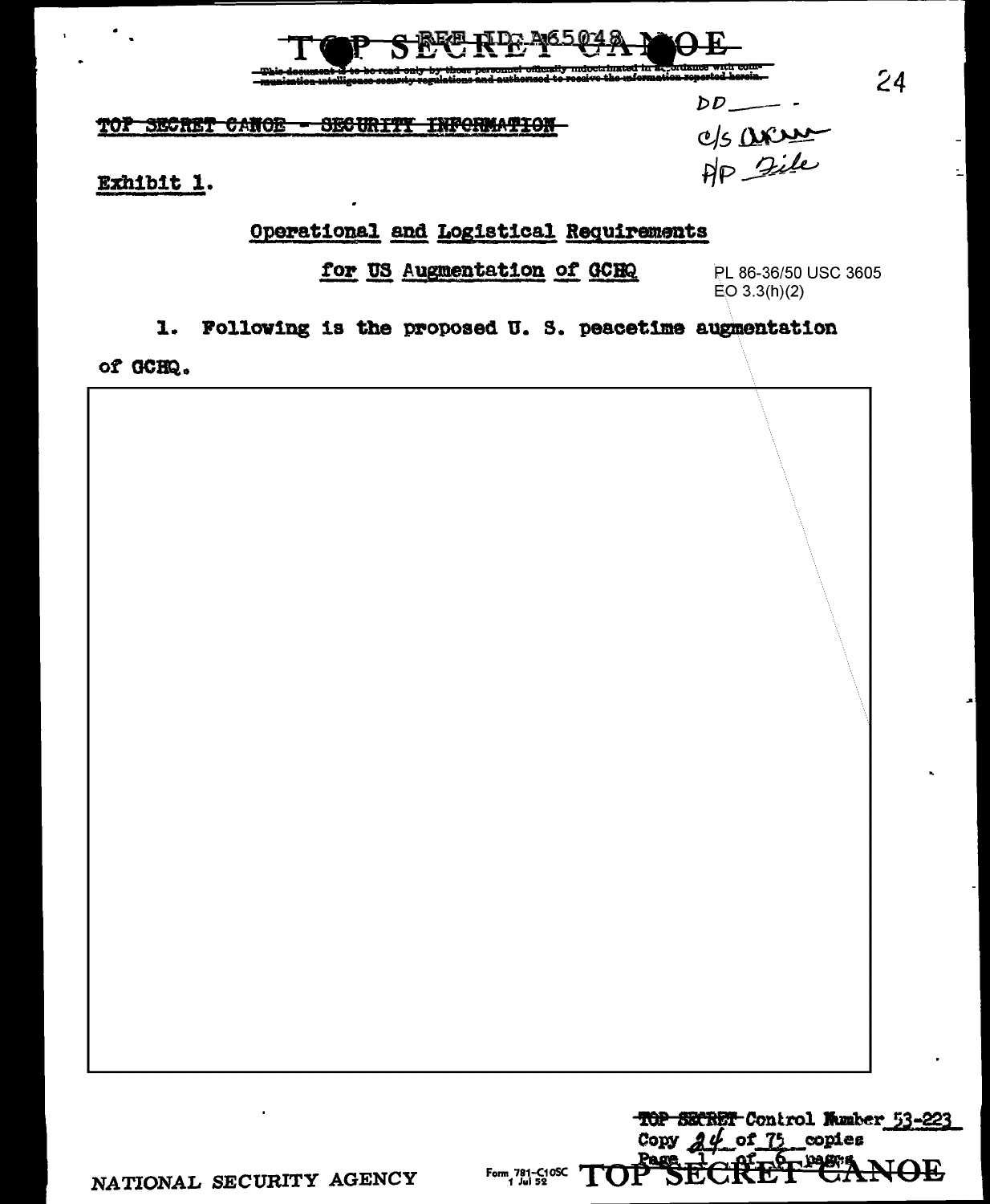TOP SECRET CANOE - SECURITY INFORMATION

Exhibit 1.

## Operational and Logistical Requirements

## for US Augmentation of GCHQ

PL 86-36/50 USC 3605
EO 3.3(h)(2)

1. Following is the proposed U. S. peacetime augmentation of GCHQ.

TOP SECRET Control Number 53-223
Copy 24 of 75 copies
Page 1 of 6 pages

NATIONAL SECURITY AGENCY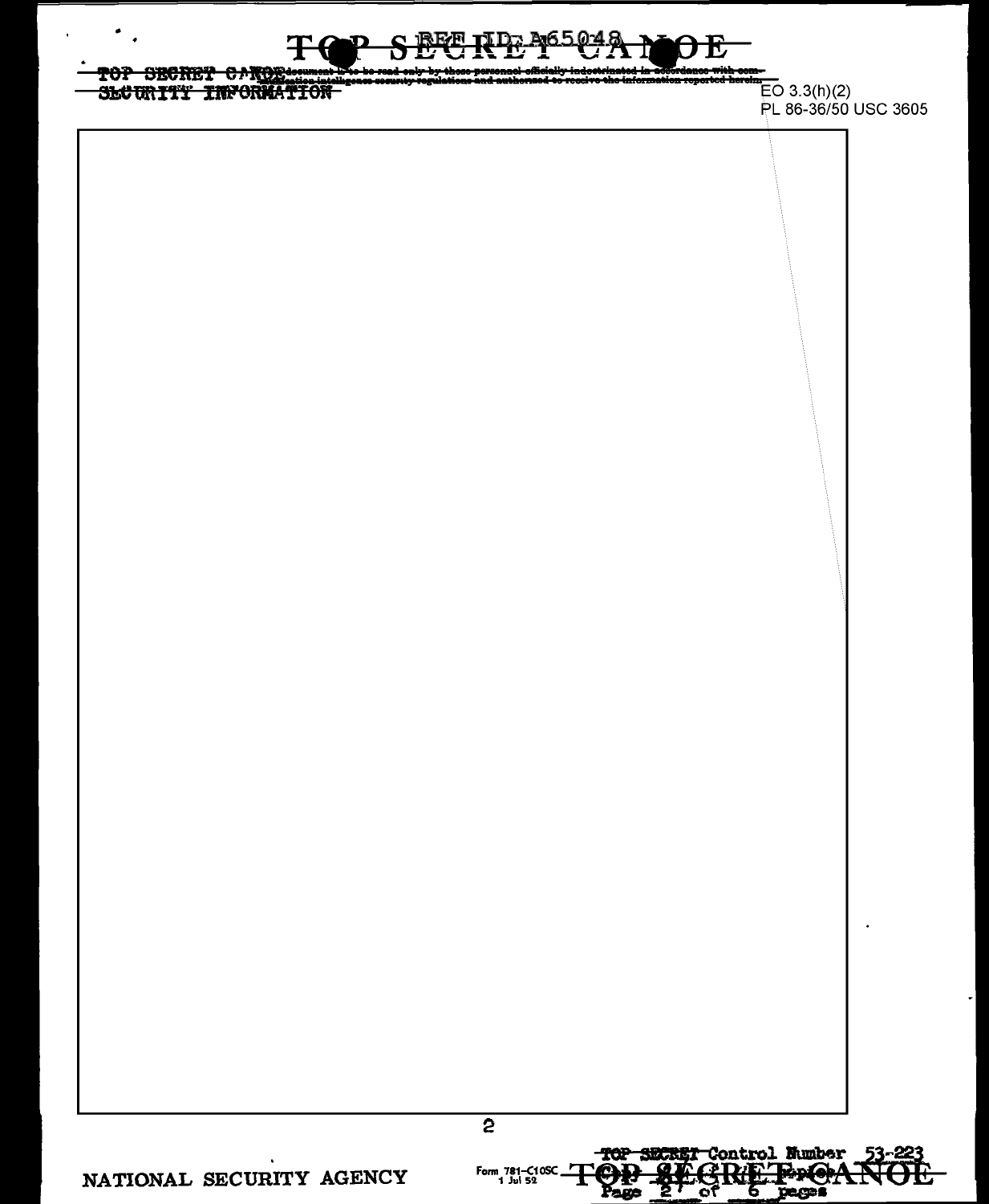TOP SECRET CANOE

~~TOP SECRET CANOE~~ This document is to be read only by those personnel officially indoctrinated in accordance with communication intelligence security regulations and authorized to receive the information reported herein.

~~SECURITY INFORMATION~~

EO 3.3(h)(2)
PL 86-36/50 USC 3605

NATIONAL SECURITY AGENCY

Form 781-C10SC 1 Jul 52

~~TOP SECRET~~ Control Number 53-223

Page 2 of 6 pages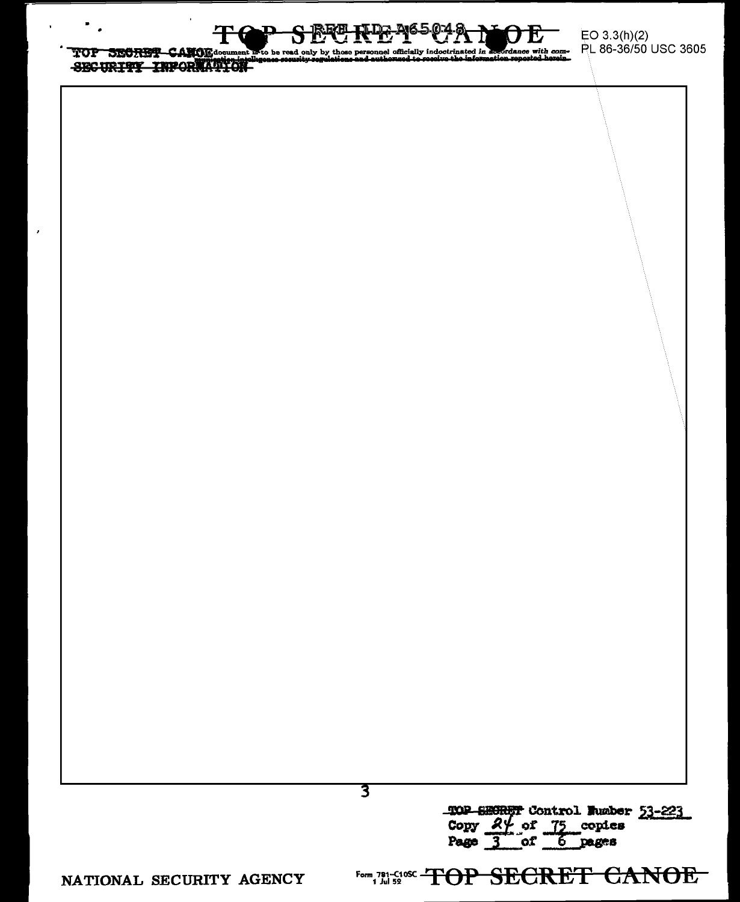EO 3.3(h)(2)
PL 86-36/50 USC 3605

TOP SECRET CANOE document is to be read only by those personnel officially indoctrinated in accordance with communication intelligence security regulations and authorized to receive the information reported herein.

SECURITY INFORMATION

TOP SECRET Control Number 53-223
Copy 24 of 75 copies
Page 3 of 6 pages

NATIONAL SECURITY AGENCY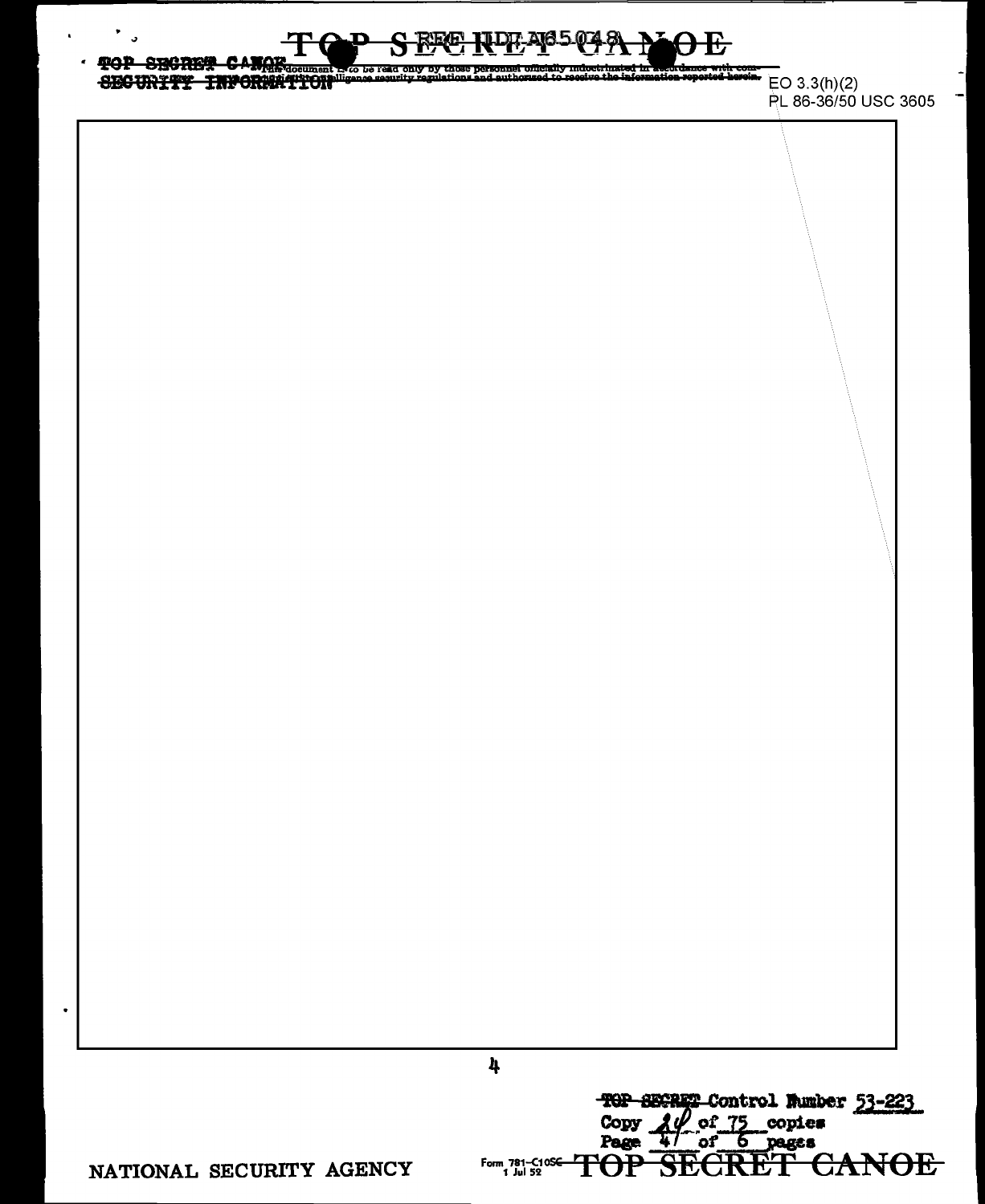TOP SECRET CANOE

This document is to be read only by those personnel officially indoctrinated in accordance with communications intelligence security regulations and authorized to receive the information reported herein.

SECURITY INFORMATION

EO 3.3(h)(2)
PL 86-36/50 USC 3605

TOP SECRET Control Number 53-223
Copy 24 of 75 copies
Page 4 of 6 pages

NATIONAL SECURITY AGENCY

Form 781-C10SC 1 Jul 52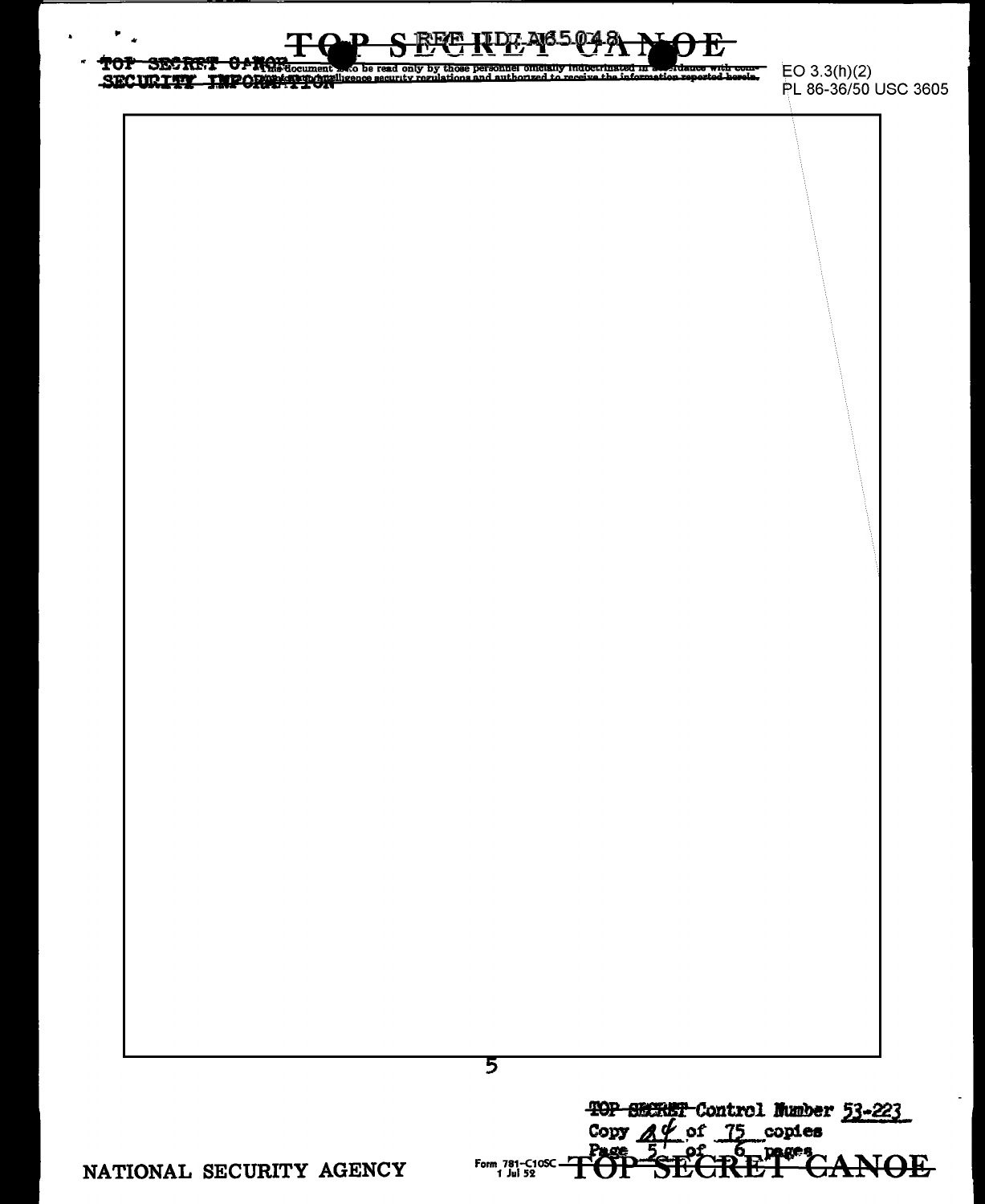EO 3.3(h)(2)
PL 86-36/50 USC 3605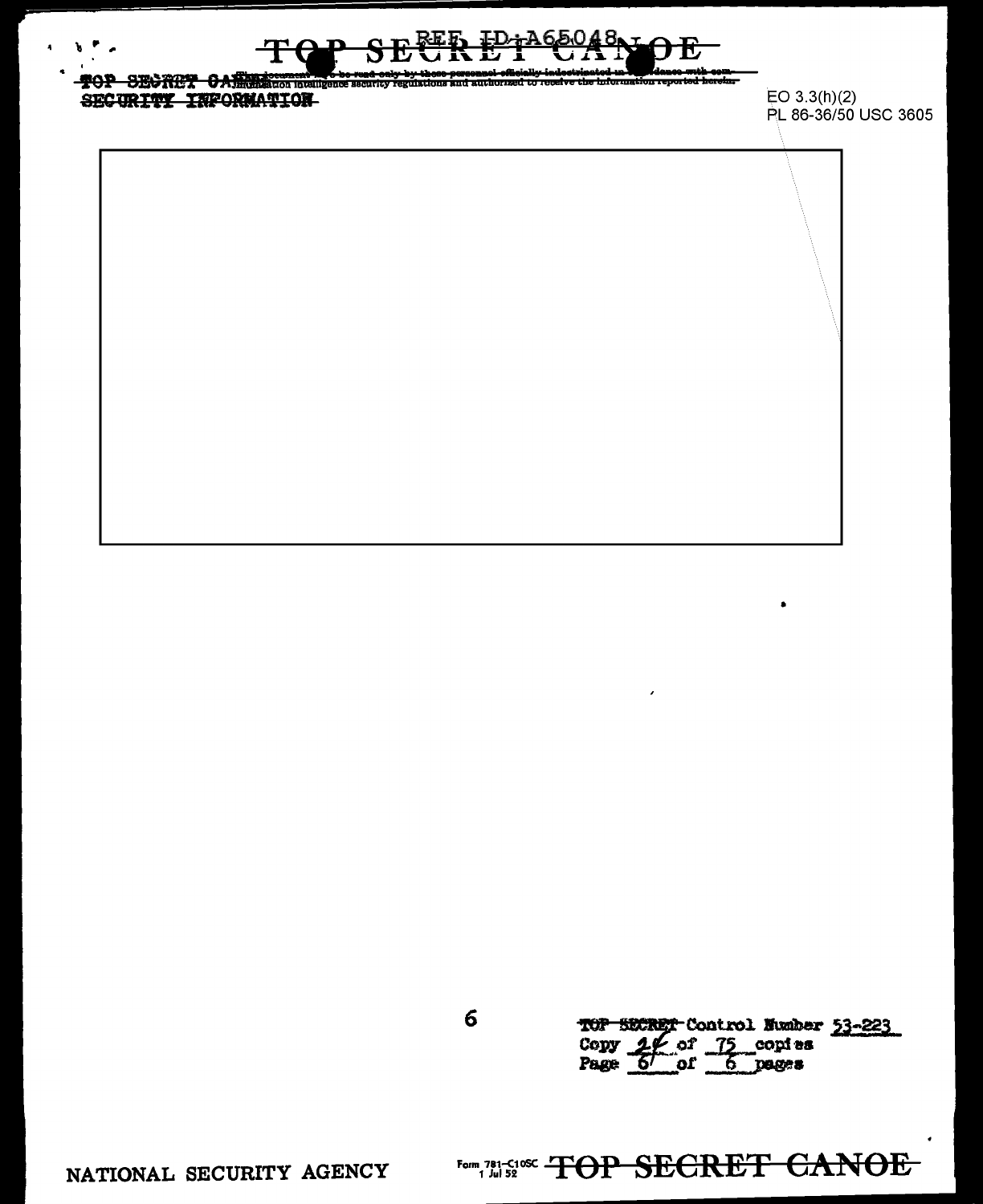TOP SECRET CANOE

TOP SECRET CANOE This document is to be read only by those personnel officially indoctrinated in accordance with communication intelligence security regulations and authorized to receive the information reported herein.

SECURITY INFORMATION

EO 3.3(h)(2)
PL 86-36/50 USC 3605

TOP SECRET Control Number 53-223
Copy 24 of 75 copies
Page 6 of 6 pages

NATIONAL SECURITY AGENCY

Form 781-C10SC 1 Jul 52 TOP SECRET CANOE